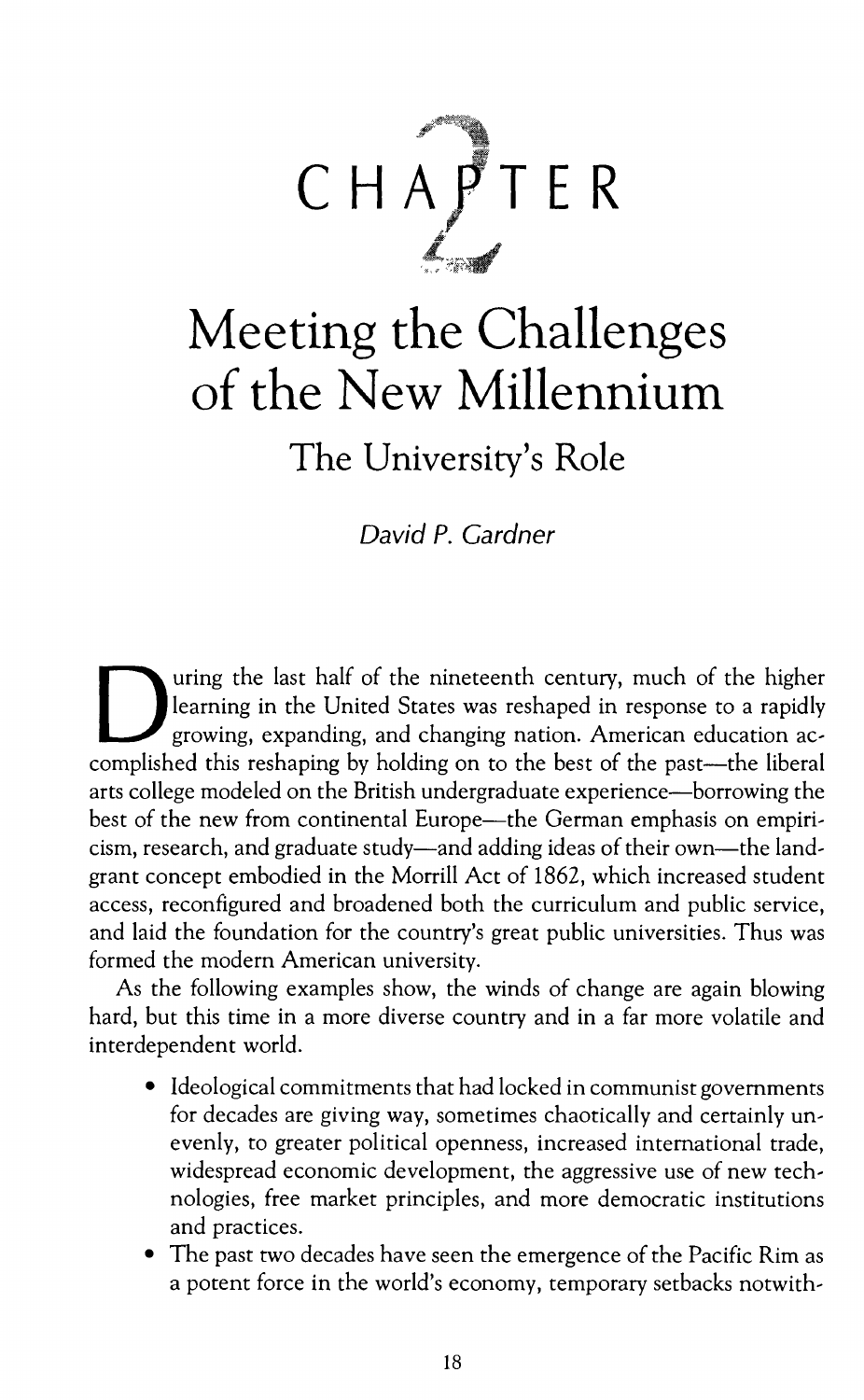# CHAPTER 2

# Meeting the Challenges of the New Millennium

## The University's Role

*David P. Gardner*

During the last half of the nineteenth century, much of the higher learning in the United States was reshaped in response to a rapidly growing, expanding, and changing nation. American education accomplished this reshaping by holding on to the best of the past—the liberal arts college modeled on the British undergraduate experience—borrowing the best of the new from continental Europe—the German emphasis on empiricism, research, and graduate study—and adding ideas of their own—the land-grant concept embodied in the Morrill Act of 1862, which increased student access, reconfigured and broadened both the curriculum and public service, and laid the foundation for the country's great public universities. Thus was formed the modern American university.

As the following examples show, the winds of change are again blowing hard, but this time in a more diverse country and in a far more volatile and interdependent world.

- Ideological commitments that had locked in communist governments for decades are giving way, sometimes chaotically and certainly unevenly, to greater political openness, increased international trade, widespread economic development, the aggressive use of new technologies, free market principles, and more democratic institutions and practices.
- The past two decades have seen the emergence of the Pacific Rim as a potent force in the world's economy, temporary setbacks notwith-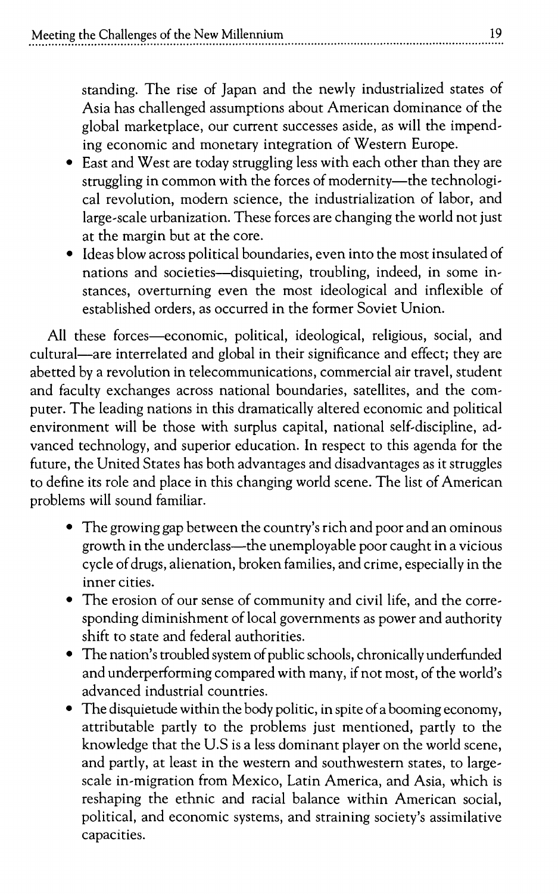standing. The rise of Japan and the newly industrialized states of Asia has challenged assumptions about American dominance of the global marketplace, our current successes aside, as will the impending economic and monetary integration of Western Europe.

- East and West are today struggling less with each other than they are struggling in common with the forces of modernity—the technological revolution, modern science, the industrialization of labor, and large-scale urbanization. These forces are changing the world not just at the margin but at the core.
- Ideas blow across political boundaries, even into the most insulated of nations and societies—disquieting, troubling, indeed, in some instances, overturning even the most ideological and inflexible of established orders, as occurred in the former Soviet Union.

All these forces—economic, political, ideological, religious, social, and cultural—are interrelated and global in their significance and effect; they are abetted by a revolution in telecommunications, commercial air travel, student and faculty exchanges across national boundaries, satellites, and the computer. The leading nations in this dramatically altered economic and political environment will be those with surplus capital, national self-discipline, advanced technology, and superior education. In respect to this agenda for the future, the United States has both advantages and disadvantages as it struggles to define its role and place in this changing world scene. The list of American problems will sound familiar.

- The growing gap between the country's rich and poor and an ominous growth in the underclass—the unemployable poor caught in a vicious cycle of drugs, alienation, broken families, and crime, especially in the inner cities.
- The erosion of our sense of community and civil life, and the corresponding diminishment of local governments as power and authority shift to state and federal authorities.
- The nation's troubled system of public schools, chronically underfunded and underperforming compared with many, if not most, of the world's advanced industrial countries.
- The disquietude within the body politic, in spite of a booming economy, attributable partly to the problems just mentioned, partly to the knowledge that the U.S is a less dominant player on the world scene, and partly, at least in the western and southwestern states, to large-scale in-migration from Mexico, Latin America, and Asia, which is reshaping the ethnic and racial balance within American social, political, and economic systems, and straining society's assimilative capacities.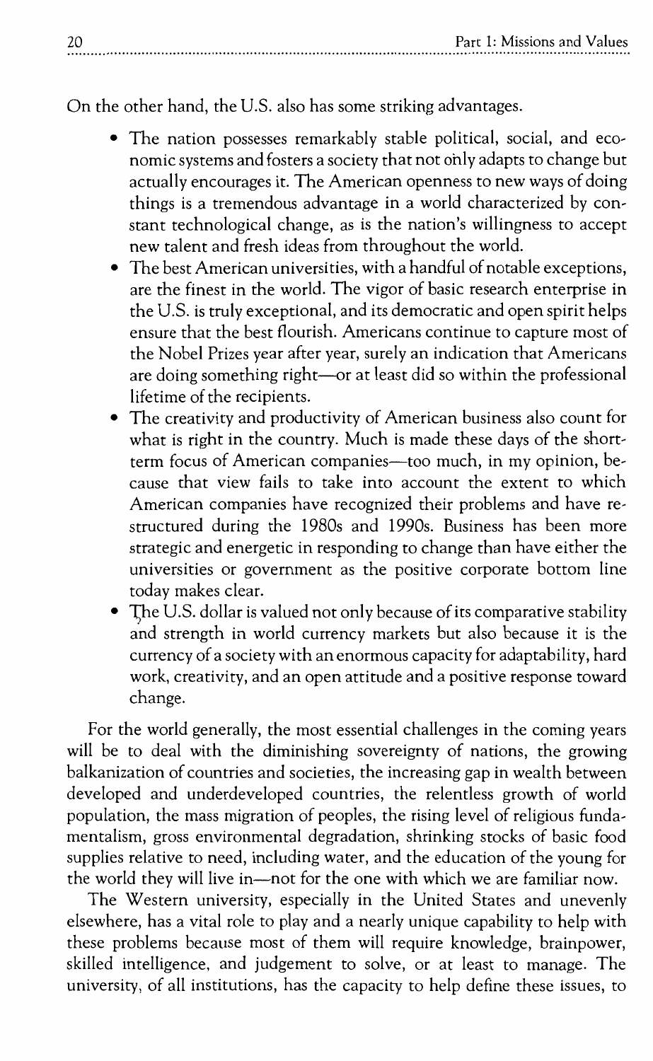On the other hand, the U.S. also has some striking advantages.

- The nation possesses remarkably stable political, social, and economic systems and fosters a society that not only adapts to change but actually encourages it. The American openness to new ways of doing things is a tremendous advantage in a world characterized by constant technological change, as is the nation's willingness to accept new talent and fresh ideas from throughout the world.
- The best American universities, with a handful of notable exceptions, are the finest in the world. The vigor of basic research enterprise in the U.S. is truly exceptional, and its democratic and open spirit helps ensure that the best flourish. Americans continue to capture most of the Nobel Prizes year after year, surely an indication that Americans are doing something right—or at least did so within the professional lifetime of the recipients.
- The creativity and productivity of American business also count for what is right in the country. Much is made these days of the short-term focus of American companies—too much, in my opinion, because that view fails to take into account the extent to which American companies have recognized their problems and have restructured during the 1980s and 1990s. Business has been more strategic and energetic in responding to change than have either the universities or government as the positive corporate bottom line today makes clear.
- The U.S. dollar is valued not only because of its comparative stability and strength in world currency markets but also because it is the currency of a society with an enormous capacity for adaptability, hard work, creativity, and an open attitude and a positive response toward change.

For the world generally, the most essential challenges in the coming years will be to deal with the diminishing sovereignty of nations, the growing balkanization of countries and societies, the increasing gap in wealth between developed and underdeveloped countries, the relentless growth of world population, the mass migration of peoples, the rising level of religious fundamentalism, gross environmental degradation, shrinking stocks of basic food supplies relative to need, including water, and the education of the young for the world they will live in—not for the one with which we are familiar now.

The Western university, especially in the United States and unevenly elsewhere, has a vital role to play and a nearly unique capability to help with these problems because most of them will require knowledge, brainpower, skilled intelligence, and judgement to solve, or at least to manage. The university, of all institutions, has the capacity to help define these issues, to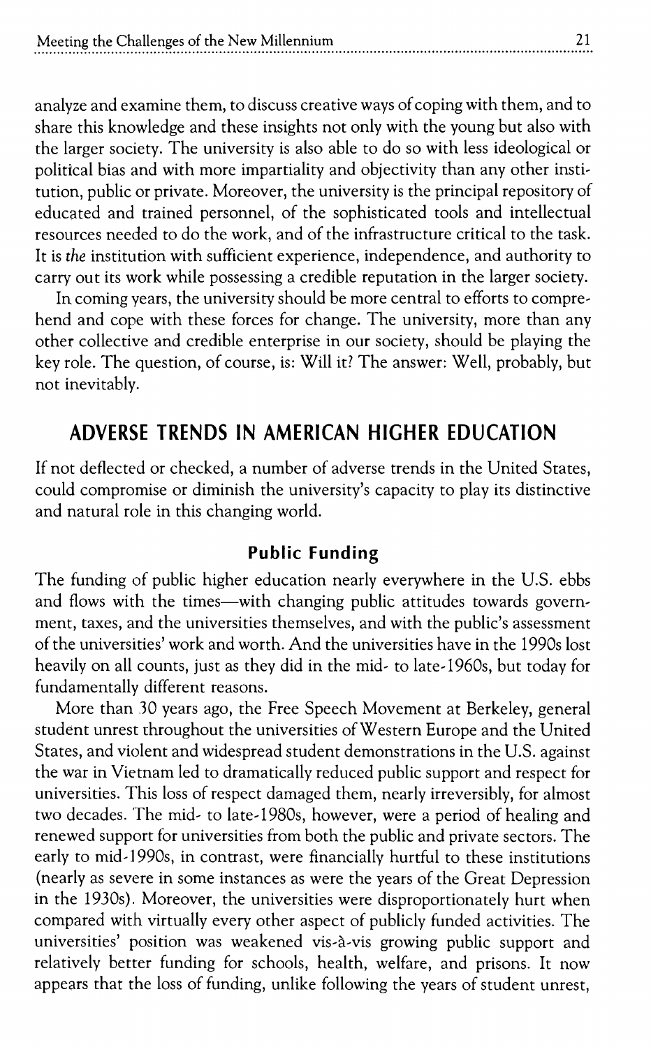analyze and examine them, to discuss creative ways of coping with them, and to share this knowledge and these insights not only with the young but also with the larger society. The university is also able to do so with less ideological or political bias and with more impartiality and objectivity than any other institution, public or private. Moreover, the university is the principal repository of educated and trained personnel, of the sophisticated tools and intellectual resources needed to do the work, and of the infrastructure critical to the task. It is *the* institution with sufficient experience, independence, and authority to carry out its work while possessing a credible reputation in the larger society.

In coming years, the university should be more central to efforts to comprehend and cope with these forces for change. The university, more than any other collective and credible enterprise in our society, should be playing the key role. The question, of course, is: Will it? The answer: Well, probably, but not inevitably.

## ADVERSE TRENDS IN AMERICAN HIGHER EDUCATION

If not deflected or checked, a number of adverse trends in the United States, could compromise or diminish the university's capacity to play its distinctive and natural role in this changing world.

### Public Funding

The funding of public higher education nearly everywhere in the U.S. ebbs and flows with the times—with changing public attitudes towards government, taxes, and the universities themselves, and with the public's assessment of the universities' work and worth. And the universities have in the 1990s lost heavily on all counts, just as they did in the mid- to late-1960s, but today for fundamentally different reasons.

More than 30 years ago, the Free Speech Movement at Berkeley, general student unrest throughout the universities of Western Europe and the United States, and violent and widespread student demonstrations in the U.S. against the war in Vietnam led to dramatically reduced public support and respect for universities. This loss of respect damaged them, nearly irreversibly, for almost two decades. The mid- to late-1980s, however, were a period of healing and renewed support for universities from both the public and private sectors. The early to mid-1990s, in contrast, were financially hurtful to these institutions (nearly as severe in some instances as were the years of the Great Depression in the 1930s). Moreover, the universities were disproportionately hurt when compared with virtually every other aspect of publicly funded activities. The universities' position was weakened vis-à-vis growing public support and relatively better funding for schools, health, welfare, and prisons. It now appears that the loss of funding, unlike following the years of student unrest,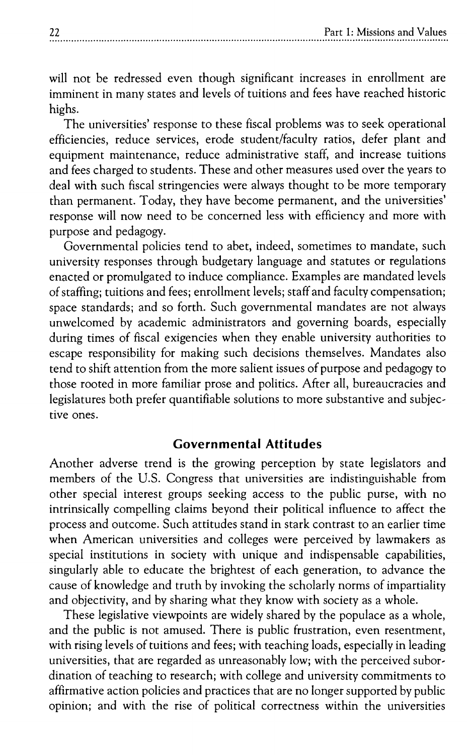will not be redressed even though significant increases in enrollment are imminent in many states and levels of tuitions and fees have reached historic highs.

The universities' response to these fiscal problems was to seek operational efficiencies, reduce services, erode student/faculty ratios, defer plant and equipment maintenance, reduce administrative staff, and increase tuitions and fees charged to students. These and other measures used over the years to deal with such fiscal stringencies were always thought to be more temporary than permanent. Today, they have become permanent, and the universities' response will now need to be concerned less with efficiency and more with purpose and pedagogy.

Governmental policies tend to abet, indeed, sometimes to mandate, such university responses through budgetary language and statutes or regulations enacted or promulgated to induce compliance. Examples are mandated levels of staffing; tuitions and fees; enrollment levels; staff and faculty compensation; space standards; and so forth. Such governmental mandates are not always unwelcomed by academic administrators and governing boards, especially during times of fiscal exigencies when they enable university authorities to escape responsibility for making such decisions themselves. Mandates also tend to shift attention from the more salient issues of purpose and pedagogy to those rooted in more familiar prose and politics. After all, bureaucracies and legislatures both prefer quantifiable solutions to more substantive and subjective ones.

## Governmental Attitudes

Another adverse trend is the growing perception by state legislators and members of the U.S. Congress that universities are indistinguishable from other special interest groups seeking access to the public purse, with no intrinsically compelling claims beyond their political influence to affect the process and outcome. Such attitudes stand in stark contrast to an earlier time when American universities and colleges were perceived by lawmakers as special institutions in society with unique and indispensable capabilities, singularly able to educate the brightest of each generation, to advance the cause of knowledge and truth by invoking the scholarly norms of impartiality and objectivity, and by sharing what they know with society as a whole.

These legislative viewpoints are widely shared by the populace as a whole, and the public is not amused. There is public frustration, even resentment, with rising levels of tuitions and fees; with teaching loads, especially in leading universities, that are regarded as unreasonably low; with the perceived subordination of teaching to research; with college and university commitments to affirmative action policies and practices that are no longer supported by public opinion; and with the rise of political correctness within the universities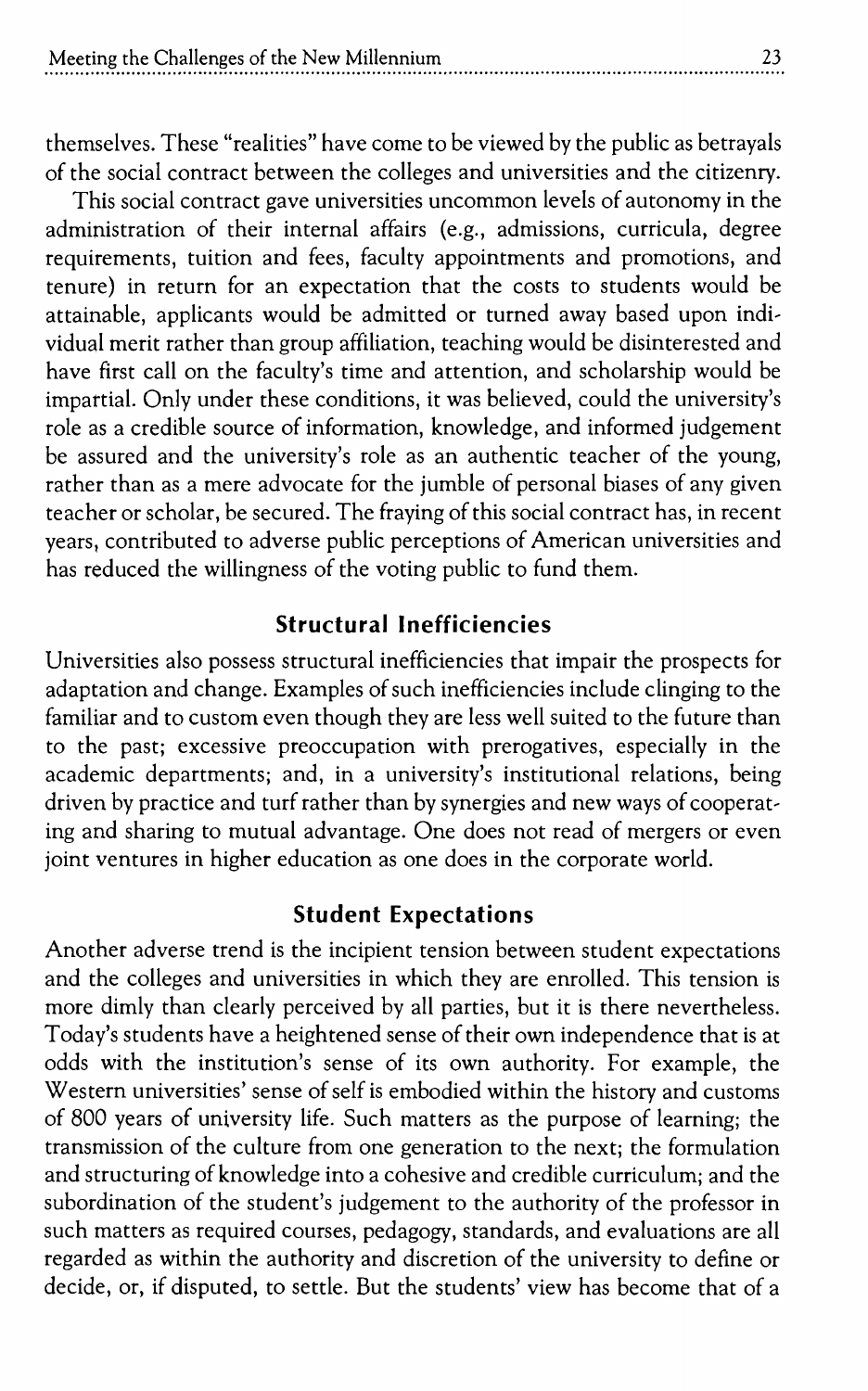themselves. These "realities" have come to be viewed by the public as betrayals of the social contract between the colleges and universities and the citizenry.

This social contract gave universities uncommon levels of autonomy in the administration of their internal affairs (e.g., admissions, curricula, degree requirements, tuition and fees, faculty appointments and promotions, and tenure) in return for an expectation that the costs to students would be attainable, applicants would be admitted or turned away based upon individual merit rather than group affiliation, teaching would be disinterested and have first call on the faculty's time and attention, and scholarship would be impartial. Only under these conditions, it was believed, could the university's role as a credible source of information, knowledge, and informed judgement be assured and the university's role as an authentic teacher of the young, rather than as a mere advocate for the jumble of personal biases of any given teacher or scholar, be secured. The fraying of this social contract has, in recent years, contributed to adverse public perceptions of American universities and has reduced the willingness of the voting public to fund them.

## Structural Inefficiencies

Universities also possess structural inefficiencies that impair the prospects for adaptation and change. Examples of such inefficiencies include clinging to the familiar and to custom even though they are less well suited to the future than to the past; excessive preoccupation with prerogatives, especially in the academic departments; and, in a university's institutional relations, being driven by practice and turf rather than by synergies and new ways of cooperating and sharing to mutual advantage. One does not read of mergers or even joint ventures in higher education as one does in the corporate world.

## Student Expectations

Another adverse trend is the incipient tension between student expectations and the colleges and universities in which they are enrolled. This tension is more dimly than clearly perceived by all parties, but it is there nevertheless. Today's students have a heightened sense of their own independence that is at odds with the institution's sense of its own authority. For example, the Western universities' sense of self is embodied within the history and customs of 800 years of university life. Such matters as the purpose of learning; the transmission of the culture from one generation to the next; the formulation and structuring of knowledge into a cohesive and credible curriculum; and the subordination of the student's judgement to the authority of the professor in such matters as required courses, pedagogy, standards, and evaluations are all regarded as within the authority and discretion of the university to define or decide, or, if disputed, to settle. But the students' view has become that of a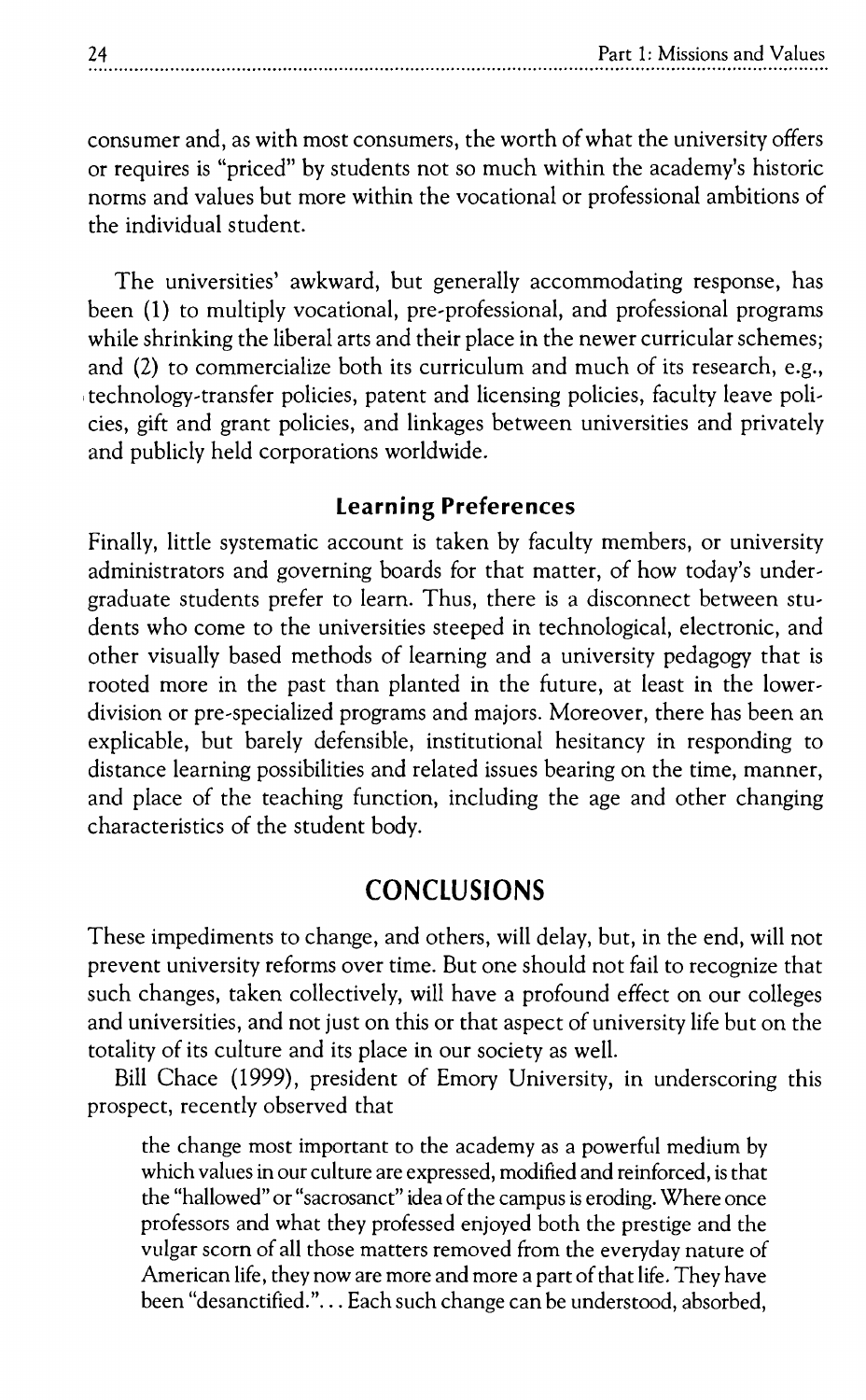consumer and, as with most consumers, the worth of what the university offers or requires is "priced" by students not so much within the academy's historic norms and values but more within the vocational or professional ambitions of the individual student.

The universities' awkward, but generally accommodating response, has been (1) to multiply vocational, pre-professional, and professional programs while shrinking the liberal arts and their place in the newer curricular schemes; and (2) to commercialize both its curriculum and much of its research, e.g., technology-transfer policies, patent and licensing policies, faculty leave policies, gift and grant policies, and linkages between universities and privately and publicly held corporations worldwide.

### Learning Preferences

Finally, little systematic account is taken by faculty members, or university administrators and governing boards for that matter, of how today's undergraduate students prefer to learn. Thus, there is a disconnect between students who come to the universities steeped in technological, electronic, and other visually based methods of learning and a university pedagogy that is rooted more in the past than planted in the future, at least in the lower-division or pre-specialized programs and majors. Moreover, there has been an explicable, but barely defensible, institutional hesitancy in responding to distance learning possibilities and related issues bearing on the time, manner, and place of the teaching function, including the age and other changing characteristics of the student body.

## CONCLUSIONS

These impediments to change, and others, will delay, but, in the end, will not prevent university reforms over time. But one should not fail to recognize that such changes, taken collectively, will have a profound effect on our colleges and universities, and not just on this or that aspect of university life but on the totality of its culture and its place in our society as well.

Bill Chace (1999), president of Emory University, in underscoring this prospect, recently observed that

> the change most important to the academy as a powerful medium by which values in our culture are expressed, modified and reinforced, is that the "hallowed" or "sacrosanct" idea of the campus is eroding. Where once professors and what they professed enjoyed both the prestige and the vulgar scorn of all those matters removed from the everyday nature of American life, they now are more and more a part of that life. They have been "desanctified."... Each such change can be understood, absorbed,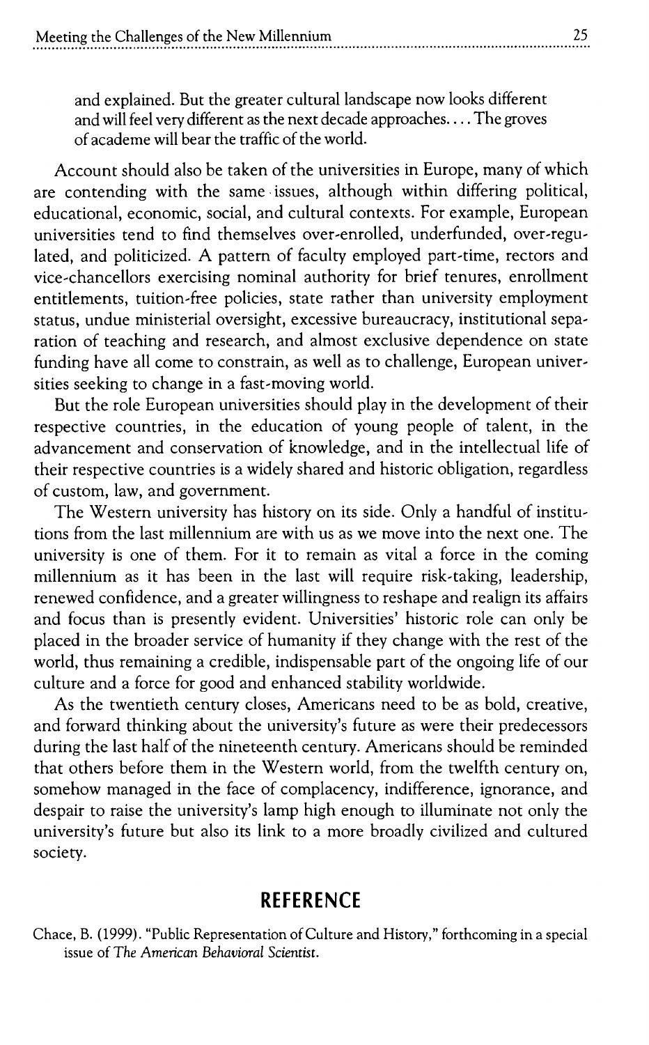and explained. But the greater cultural landscape now looks different and will feel very different as the next decade approaches. . . . The groves of academe will bear the traffic of the world.

Account should also be taken of the universities in Europe, many of which are contending with the same issues, although within differing political, educational, economic, social, and cultural contexts. For example, European universities tend to find themselves over-enrolled, underfunded, over-regulated, and politicized. A pattern of faculty employed part-time, rectors and vice-chancellors exercising nominal authority for brief tenures, enrollment entitlements, tuition-free policies, state rather than university employment status, undue ministerial oversight, excessive bureaucracy, institutional separation of teaching and research, and almost exclusive dependence on state funding have all come to constrain, as well as to challenge, European universities seeking to change in a fast-moving world.

But the role European universities should play in the development of their respective countries, in the education of young people of talent, in the advancement and conservation of knowledge, and in the intellectual life of their respective countries is a widely shared and historic obligation, regardless of custom, law, and government.

The Western university has history on its side. Only a handful of institutions from the last millennium are with us as we move into the next one. The university is one of them. For it to remain as vital a force in the coming millennium as it has been in the last will require risk-taking, leadership, renewed confidence, and a greater willingness to reshape and realign its affairs and focus than is presently evident. Universities' historic role can only be placed in the broader service of humanity if they change with the rest of the world, thus remaining a credible, indispensable part of the ongoing life of our culture and a force for good and enhanced stability worldwide.

As the twentieth century closes, Americans need to be as bold, creative, and forward thinking about the university's future as were their predecessors during the last half of the nineteenth century. Americans should be reminded that others before them in the Western world, from the twelfth century on, somehow managed in the face of complacency, indifference, ignorance, and despair to raise the university's lamp high enough to illuminate not only the university's future but also its link to a more broadly civilized and cultured society.

## REFERENCE

Chace, B. (1999). "Public Representation of Culture and History," forthcoming in a special issue of *The American Behavioral Scientist*.